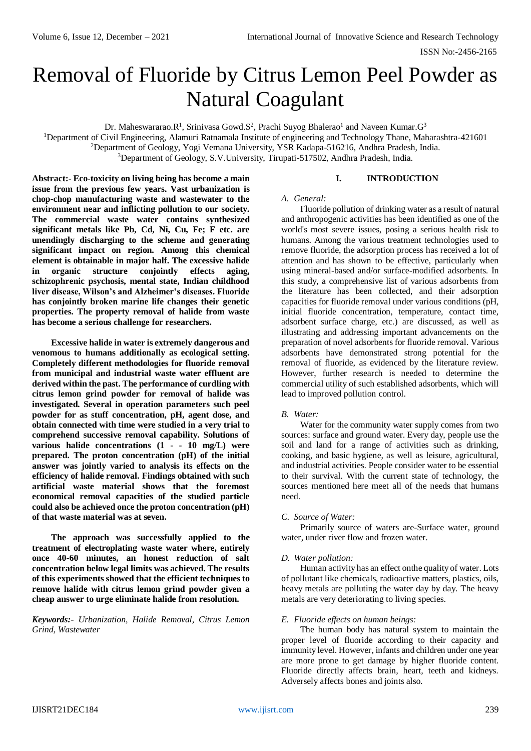# Removal of Fluoride by Citrus Lemon Peel Powder as Natural Coagulant

Dr. Maheswararao.R[1], Srinivasa Gowd.S[2], Prachi Suyog Bhalerao[1] and Naveen Kumar.G[3]

[1]Department of Civil Engineering, Alamuri Ratnamala Institute of engineering and Technology Thane, Maharashtra-421601

[2]Department of Geology, Yogi Vemana University, YSR Kadapa-516216, Andhra Pradesh, India.

[3]Department of Geology, S.V.University, Tirupati-517502, Andhra Pradesh, India.

**Abstract:- Eco-toxicity on living being has become a main issue from the previous few years. Vast urbanization is chop-chop manufacturing waste and wastewater to the environment near and inflicting pollution to our society. The commercial waste water contains synthesized significant metals like Pb, Cd, Ni, Cu, Fe; F etc. are unendingly discharging to the scheme and generating significant impact on region. Among this chemical element is obtainable in major half. The excessive halide in organic structure conjointly effects aging, schizophrenic psychosis, mental state, Indian childhood liver disease, Wilson's and Alzheimer's diseases. Fluoride has conjointly broken marine life changes their genetic properties. The property removal of halide from waste has become a serious challenge for researchers.**

**Excessive halide in water is extremely dangerous and venomous to humans additionally as ecological setting. Completely different methodologies for fluoride removal from municipal and industrial waste water effluent are derived within the past. The performance of curdling with citrus lemon grind powder for removal of halide was investigated. Several in operation parameters such peel powder for as stuff concentration, pH, agent dose, and obtain connected with time were studied in a very trial to comprehend successive removal capability. Solutions of various halide concentrations (1 - - 10 mg/L) were prepared. The proton concentration (pH) of the initial answer was jointly varied to analysis its effects on the efficiency of halide removal. Findings obtained with such artificial waste material shows that the foremost economical removal capacities of the studied particle could also be achieved once the proton concentration (pH) of that waste material was at seven.**

**The approach was successfully applied to the treatment of electroplating waste water where, entirely once 40-60 minutes, an honest reduction of salt concentration below legal limits was achieved. The results of this experiments showed that the efficient techniques to remove halide with citrus lemon grind powder given a cheap answer to urge eliminate halide from resolution.**

***Keywords:-** Urbanization, Halide Removal, Citrus Lemon Grind, Wastewater*

## I. INTRODUCTION

### *A. General:*

Fluoride pollution of drinking water as a result of natural and anthropogenic activities has been identified as one of the world's most severe issues, posing a serious health risk to humans. Among the various treatment technologies used to remove fluoride, the adsorption process has received a lot of attention and has shown to be effective, particularly when using mineral-based and/or surface-modified adsorbents. In this study, a comprehensive list of various adsorbents from the literature has been collected, and their adsorption capacities for fluoride removal under various conditions (pH, initial fluoride concentration, temperature, contact time, adsorbent surface charge, etc.) are discussed, as well as illustrating and addressing important advancements on the preparation of novel adsorbents for fluoride removal. Various adsorbents have demonstrated strong potential for the removal of fluoride, as evidenced by the literature review. However, further research is needed to determine the commercial utility of such established adsorbents, which will lead to improved pollution control.

### *B. Water:*

Water for the community water supply comes from two sources: surface and ground water. Every day, people use the soil and land for a range of activities such as drinking, cooking, and basic hygiene, as well as leisure, agricultural, and industrial activities. People consider water to be essential to their survival. With the current state of technology, the sources mentioned here meet all of the needs that humans need.

### *C. Source of Water:*

Primarily source of waters are-Surface water, ground water, under river flow and frozen water.

### *D. Water pollution:*

Human activity has an effect onthe quality of water. Lots of pollutant like chemicals, radioactive matters, plastics, oils, heavy metals are polluting the water day by day. The heavy metals are very deteriorating to living species.

### *E. Fluoride effects on human beings:*

The human body has natural system to maintain the proper level of fluoride according to their capacity and immunity level. However, infants and children under one year are more prone to get damage by higher fluoride content. Fluoride directly affects brain, heart, teeth and kidneys. Adversely affects bones and joints also.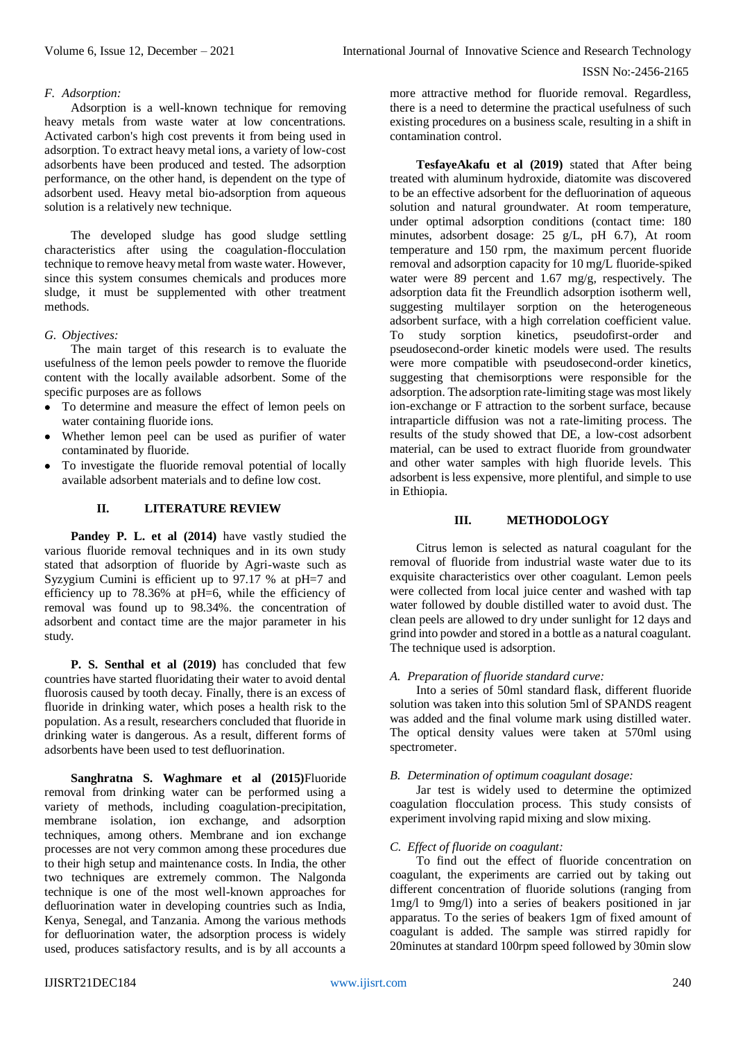### F. Adsorption:

Adsorption is a well-known technique for removing heavy metals from waste water at low concentrations. Activated carbon's high cost prevents it from being used in adsorption. To extract heavy metal ions, a variety of low-cost adsorbents have been produced and tested. The adsorption performance, on the other hand, is dependent on the type of adsorbent used. Heavy metal bio-adsorption from aqueous solution is a relatively new technique.

The developed sludge has good sludge settling characteristics after using the coagulation-flocculation technique to remove heavy metal from waste water. However, since this system consumes chemicals and produces more sludge, it must be supplemented with other treatment methods.

### G. Objectives:

The main target of this research is to evaluate the usefulness of the lemon peels powder to remove the fluoride content with the locally available adsorbent. Some of the specific purposes are as follows

- To determine and measure the effect of lemon peels on water containing fluoride ions.
- Whether lemon peel can be used as purifier of water contaminated by fluoride.
- To investigate the fluoride removal potential of locally available adsorbent materials and to define low cost.

## II. LITERATURE REVIEW

**Pandey P. L. et al (2014)** have vastly studied the various fluoride removal techniques and in its own study stated that adsorption of fluoride by Agri-waste such as Syzygium Cumini is efficient up to 97.17 % at pH=7 and efficiency up to 78.36% at pH=6, while the efficiency of removal was found up to 98.34%. the concentration of adsorbent and contact time are the major parameter in his study.

**P. S. Senthal et al (2019)** has concluded that few countries have started fluoridating their water to avoid dental fluorosis caused by tooth decay. Finally, there is an excess of fluoride in drinking water, which poses a health risk to the population. As a result, researchers concluded that fluoride in drinking water is dangerous. As a result, different forms of adsorbents have been used to test defluorination.

**Sanghratna S. Waghmare et al (2015)**Fluoride removal from drinking water can be performed using a variety of methods, including coagulation-precipitation, membrane isolation, ion exchange, and adsorption techniques, among others. Membrane and ion exchange processes are not very common among these procedures due to their high setup and maintenance costs. In India, the other two techniques are extremely common. The Nalgonda technique is one of the most well-known approaches for defluorination water in developing countries such as India, Kenya, Senegal, and Tanzania. Among the various methods for defluorination water, the adsorption process is widely used, produces satisfactory results, and is by all accounts a more attractive method for fluoride removal. Regardless, there is a need to determine the practical usefulness of such existing procedures on a business scale, resulting in a shift in contamination control.

**TesfayeAkafu et al (2019)** stated that After being treated with aluminum hydroxide, diatomite was discovered to be an effective adsorbent for the defluorination of aqueous solution and natural groundwater. At room temperature, under optimal adsorption conditions (contact time: 180 minutes, adsorbent dosage: 25 g/L, pH 6.7), At room temperature and 150 rpm, the maximum percent fluoride removal and adsorption capacity for 10 mg/L fluoride-spiked water were 89 percent and 1.67 mg/g, respectively. The adsorption data fit the Freundlich adsorption isotherm well, suggesting multilayer sorption on the heterogeneous adsorbent surface, with a high correlation coefficient value. To study sorption kinetics, pseudofirst-order and pseudosecond-order kinetic models were used. The results were more compatible with pseudosecond-order kinetics, suggesting that chemisorptions were responsible for the adsorption. The adsorption rate-limiting stage was most likely ion-exchange or F attraction to the sorbent surface, because intraparticle diffusion was not a rate-limiting process. The results of the study showed that DE, a low-cost adsorbent material, can be used to extract fluoride from groundwater and other water samples with high fluoride levels. This adsorbent is less expensive, more plentiful, and simple to use in Ethiopia.

## III. METHODOLOGY

Citrus lemon is selected as natural coagulant for the removal of fluoride from industrial waste water due to its exquisite characteristics over other coagulant. Lemon peels were collected from local juice center and washed with tap water followed by double distilled water to avoid dust. The clean peels are allowed to dry under sunlight for 12 days and grind into powder and stored in a bottle as a natural coagulant. The technique used is adsorption.

### A. Preparation of fluoride standard curve:

Into a series of 50ml standard flask, different fluoride solution was taken into this solution 5ml of SPANDS reagent was added and the final volume mark using distilled water. The optical density values were taken at 570ml using spectrometer.

### B. Determination of optimum coagulant dosage:

Jar test is widely used to determine the optimized coagulation flocculation process. This study consists of experiment involving rapid mixing and slow mixing.

### C. Effect of fluoride on coagulant:

To find out the effect of fluoride concentration on coagulant, the experiments are carried out by taking out different concentration of fluoride solutions (ranging from 1mg/l to 9mg/l) into a series of beakers positioned in jar apparatus. To the series of beakers 1gm of fixed amount of coagulant is added. The sample was stirred rapidly for 20minutes at standard 100rpm speed followed by 30min slow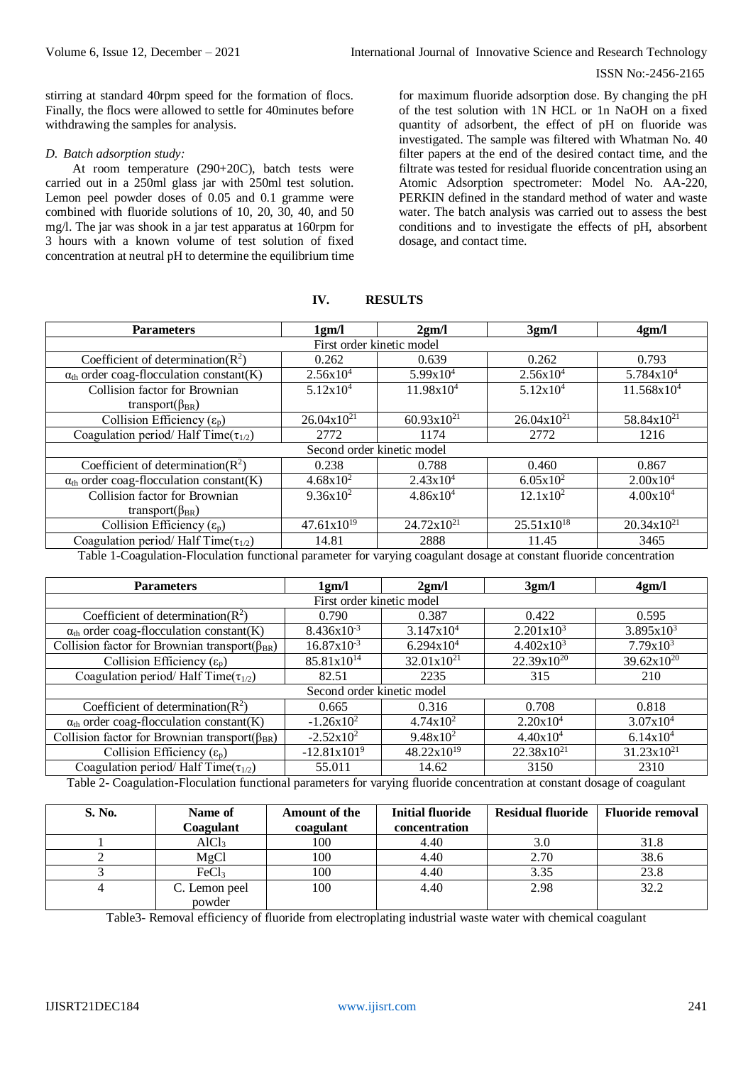stirring at standard 40rpm speed for the formation of flocs. Finally, the flocs were allowed to settle for 40minutes before withdrawing the samples for analysis.

### *D. Batch adsorption study:*

At room temperature (290+20C), batch tests were carried out in a 250ml glass jar with 250ml test solution. Lemon peel powder doses of 0.05 and 0.1 gramme were combined with fluoride solutions of 10, 20, 30, 40, and 50 mg/l. The jar was shook in a jar test apparatus at 160rpm for 3 hours with a known volume of test solution of fixed concentration at neutral pH to determine the equilibrium time for maximum fluoride adsorption dose. By changing the pH of the test solution with 1N HCL or 1n NaOH on a fixed quantity of adsorbent, the effect of pH on fluoride was investigated. The sample was filtered with Whatman No. 40 filter papers at the end of the desired contact time, and the filtrate was tested for residual fluoride concentration using an Atomic Adsorption spectrometer: Model No. AA-220, PERKIN defined in the standard method of water and waste water. The batch analysis was carried out to assess the best conditions and to investigate the effects of pH, absorbent dosage, and contact time.

## IV. RESULTS

| Parameters | 1gm/l | 2gm/l | 3gm/l | 4gm/l |
|---|---|---|---|---|
| First order kinetic model | | | | |
| Coefficient of determination($R^2$) | 0.262 | 0.639 | 0.262 | 0.793 |
| $\alpha_{th}$ order coag-flocculation constant(K) | $2.56x10^4$ | $5.99x10^4$ | $2.56x10^4$ | $5.784x10^4$ |
| Collision factor for Brownian transport($\beta_{BR}$) | $5.12x10^4$ | $11.98x10^4$ | $5.12x10^4$ | $11.568x10^4$ |
| Collision Efficiency ($\varepsilon_p$) | $26.04x10^{21}$ | $60.93x10^{21}$ | $26.04x10^{21}$ | $58.84x10^{21}$ |
| Coagulation period/ Half Time($\tau_{1/2}$) | 2772 | 1174 | 2772 | 1216 |
| Second order kinetic model | | | | |
| Coefficient of determination($R^2$) | 0.238 | 0.788 | 0.460 | 0.867 |
| $\alpha_{th}$ order coag-flocculation constant(K) | $4.68x10^2$ | $2.43x10^4$ | $6.05x10^2$ | $2.00x10^4$ |
| Collision factor for Brownian transport($\beta_{BR}$) | $9.36x10^2$ | $4.86x10^4$ | $12.1x10^2$ | $4.00x10^4$ |
| Collision Efficiency ($\varepsilon_p$) | $47.61x10^{19}$ | $24.72x10^{21}$ | $25.51x10^{18}$ | $20.34x10^{21}$ |
| Coagulation period/ Half Time($\tau_{1/2}$) | 14.81 | 2888 | 11.45 | 3465 |

Table 1-Coagulation-Floculation functional parameter for varying coagulant dosage at constant fluoride concentration

| Parameters | 1gm/l | 2gm/l | 3gm/l | 4gm/l |
|---|---|---|---|---|
| First order kinetic model | | | | |
| Coefficient of determination($R^2$) | 0.790 | 0.387 | 0.422 | 0.595 |
| $\alpha_{th}$ order coag-flocculation constant(K) | $8.436x10^{-3}$ | $3.147x10^4$ | $2.201x10^3$ | $3.895x10^3$ |
| Collision factor for Brownian transport($\beta_{BR}$) | $16.87x10^{-3}$ | $6.294x10^4$ | $4.402x10^3$ | $7.79x10^3$ |
| Collision Efficiency ($\varepsilon_p$) | $85.81x10^{14}$ | $32.01x10^{21}$ | $22.39x10^{20}$ | $39.62x10^{20}$ |
| Coagulation period/ Half Time($\tau_{1/2}$) | 82.51 | 2235 | 315 | 210 |
| Second order kinetic model | | | | |
| Coefficient of determination($R^2$) | 0.665 | 0.316 | 0.708 | 0.818 |
| $\alpha_{th}$ order coag-flocculation constant(K) | $-1.26x10^2$ | $4.74x10^2$ | $2.20x10^4$ | $3.07x10^4$ |
| Collision factor for Brownian transport($\beta_{BR}$) | $-2.52x10^2$ | $9.48x10^2$ | $4.40x10^4$ | $6.14x10^4$ |
| Collision Efficiency ($\varepsilon_p$) | $-12.81x101^9$ | $48.22x10^{19}$ | $22.38x10^{21}$ | $31.23x10^{21}$ |
| Coagulation period/ Half Time($\tau_{1/2}$) | 55.011 | 14.62 | 3150 | 2310 |

Table 2- Coagulation-Floculation functional parameters for varying fluoride concentration at constant dosage of coagulant

| S. No. | Name of Coagulant | Amount of the coagulant | Initial fluoride concentration | Residual fluoride | Fluoride removal |
|---|---|---|---|---|---|
| 1 | $AlCl_3$ | 100 | 4.40 | 3.0 | 31.8 |
| 2 | MgCl | 100 | 4.40 | 2.70 | 38.6 |
| 3 | $FeCl_3$ | 100 | 4.40 | 3.35 | 23.8 |
| 4 | C. Lemon peel powder | 100 | 4.40 | 2.98 | 32.2 |

Table3- Removal efficiency of fluoride from electroplating industrial waste water with chemical coagulant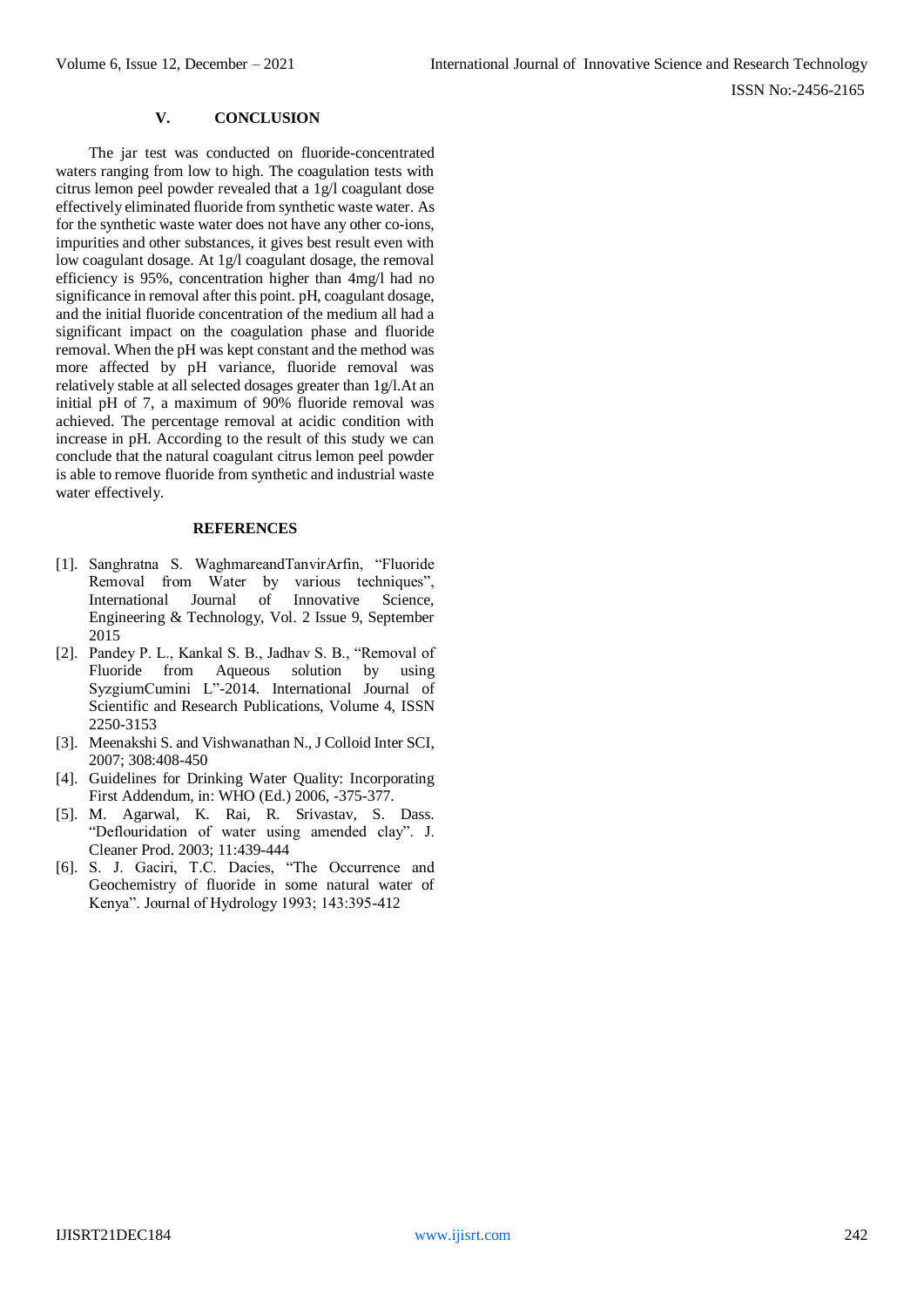## V. CONCLUSION

The jar test was conducted on fluoride-concentrated waters ranging from low to high. The coagulation tests with citrus lemon peel powder revealed that a 1g/l coagulant dose effectively eliminated fluoride from synthetic waste water. As for the synthetic waste water does not have any other co-ions, impurities and other substances, it gives best result even with low coagulant dosage. At 1g/l coagulant dosage, the removal efficiency is 95%, concentration higher than 4mg/l had no significance in removal after this point. pH, coagulant dosage, and the initial fluoride concentration of the medium all had a significant impact on the coagulation phase and fluoride removal. When the pH was kept constant and the method was more affected by pH variance, fluoride removal was relatively stable at all selected dosages greater than 1g/l.At an initial pH of 7, a maximum of 90% fluoride removal was achieved. The percentage removal at acidic condition with increase in pH. According to the result of this study we can conclude that the natural coagulant citrus lemon peel powder is able to remove fluoride from synthetic and industrial waste water effectively.

## REFERENCES

- [1]. Sanghratna S. WaghmareandTanvirArfin, "Fluoride Removal from Water by various techniques", International Journal of Innovative Science, Engineering & Technology, Vol. 2 Issue 9, September 2015
- [2]. Pandey P. L., Kankal S. B., Jadhav S. B., "Removal of Fluoride from Aqueous solution by using SyzgiumCumini L"-2014. International Journal of Scientific and Research Publications, Volume 4, ISSN 2250-3153
- [3]. Meenakshi S. and Vishwanathan N., J Colloid Inter SCI, 2007; 308:408-450
- [4]. Guidelines for Drinking Water Quality: Incorporating First Addendum, in: WHO (Ed.) 2006, -375-377.
- [5]. M. Agarwal, K. Rai, R. Srivastav, S. Dass. "Deflouridation of water using amended clay". J. Cleaner Prod. 2003; 11:439-444
- [6]. S. J. Gaciri, T.C. Dacies, "The Occurrence and Geochemistry of fluoride in some natural water of Kenya". Journal of Hydrology 1993; 143:395-412